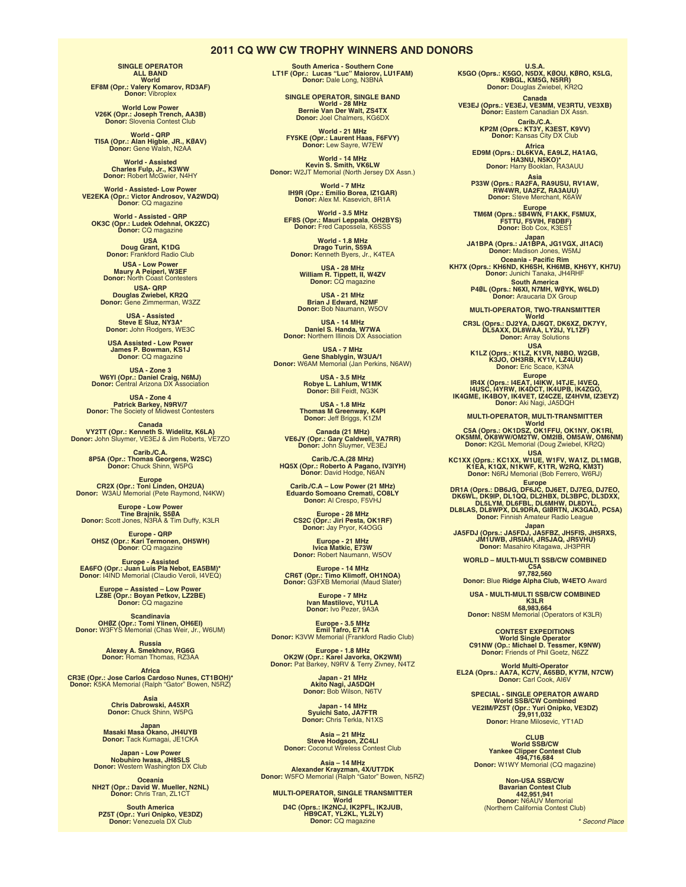# 2011 CQ WW CW TROPHY WINNERS AND DONORS

**SINGLE OPERATOR**
**ALL BAND**
**World**
**EF8M (Opr.: Valery Komarov, RD3AF)**
**Donor:** Vibroplex

**World Low Power**
**V26K (Opr.: Joseph Trench, AA3B)**
**Donor:** Slovenia Contest Club

**World - QRP**
**TI5A (Opr.: Alan Higbie, JR., KØAV)**
**Donor:** Gene Walsh, N2AA

**World - Assisted**
**Charles Fulp, Jr., K3WW**
**Donor:** Robert McGwier, N4HY

**World - Assisted- Low Power**
**VE2EKA (Opr.: Victor Androsov, VA2WDQ)**
**Donor**: CQ magazine

**World - Assisted - QRP**
**OK3C (Opr.: Ludek Odehnal, OK2ZC)**
**Donor:** CQ magazine

**USA**
**Doug Grant, K1DG**
**Donor:** Frankford Radio Club

**USA - Low Power**
**Maury A Peiperl, W3EF**
**Donor:** North Coast Contesters

**USA- QRP**
**Douglas Zwiebel, KR2Q**
**Donor:** Gene Zimmerman, W3ZZ

**USA - Assisted**
**Steve E Sluz, NY3A***
**Donor:** John Rodgers, WE3C

**USA Assisted - Low Power**
**James P. Bowman, KS1J**
**Donor**: CQ magazine

**USA - Zone 3**
**W6YI (Opr.: Daniel Craig, N6MJ)**
**Donor:** Central Arizona DX Association

**USA - Zone 4**
**Patrick Barkey, N9RV/7**
**Donor:** The Society of Midwest Contesters

**Canada**
**VY2TT (Opr.: Kenneth S. Widelitz, K6LA)**
**Donor:** John Sluymer, VE3EJ & Jim Roberts, VE7ZO

**Carib./C.A.**
**8P5A (Opr.: Thomas Georgens, W2SC)**
**Donor:** Chuck Shinn, W5PG

**Europe**
**CR2X (Opr.: Toni Linden, OH2UA)**
**Donor:** W3AU Memorial (Pete Raymond, N4KW)

**Europe - Low Power**
**Tine Brajnik, S5ØA**
**Donor:** Scott Jones, N3RA & Tim Duffy, K3LR

**Europe - QRP**
**OH5Z (Opr.: Kari Termonen, OH5WH)**
**Donor**: CQ magazine

**Europe - Assisted**
**EA6FO (Opr.: Juan Luis Pla Nebot, EA5BM)***
**Donor**: I4IND Memorial (Claudio Veroli, I4VEQ)

**Europe – Assisted – Low Power**
**LZ8E (Opr.: Boyan Petkov, LZ2BE)**
**Donor:** CQ magazine

**Scandinavia**
**OHØZ (Opr.: Tomi Ylinen, OH6EI)**
**Donor:** W3FYS Memorial (Chas Weir, Jr., W6UM)

**Russia**
**Alexey A. Smekhnov, RG6G**
**Donor:** Roman Thomas, RZ3AA

**Africa**
**CR3E (Opr.: Jose Carlos Cardoso Nunes, CT1BOH)***
**Donor:** K5KA Memorial (Ralph "Gator" Bowen, N5RZ)

**Asia**
**Chris Dabrowski, A45XR**
**Donor:** Chuck Shinn, W5PG

**Japan**
**Masaki Masa Okano, JH4UYB**
**Donor:** Tack Kumagai, JE1CKA

**Japan - Low Power**
**Nobuhiro Iwasa, JH8SLS**
**Donor:** Western Washington DX Club

**Oceania**
**NH2T (Opr.: David W. Mueller, N2NL)**
**Donor:** Chris Tran, ZL1CT

**South America**
**PZ5T (Opr.: Yuri Onipko, VE3DZ)**
**Donor:** Venezuela DX Club

**South America - Southern Cone**
**LT1F (Opr.: Lucas "Luc" Maiorov, LU1FAM)**
**Donor:** Dale Long, N3BNA

**SINGLE OPERATOR, SINGLE BAND**
**World - 28 MHz**
**Bernie Van Der Walt, ZS4TX**
**Donor:** Joel Chalmers, KG6DX

**World - 21 MHz**
**FY5KE (Opr.: Laurent Haas, F6FVY)**
**Donor:** Lew Sayre, W7EW

**World - 14 MHz**
**Kevin S. Smith, VK6LW**
**Donor:** W2JT Memorial (North Jersey DX Assn.)

**World - 7 MHz**
**IH9R (Opr.: Emilio Borea, IZ1GAR)**
**Donor:** Alex M. Kasevich, 8R1A

**World - 3.5 MHz**
**EF8S (Opr.: Mauri Leppala, OH2BYS)**
**Donor:** Fred Capossela, K6SSS

**World - 1.8 MHz**
**Drago Turin, S59A**
**Donor:** Kenneth Byers, Jr., K4TEA

**USA - 28 MHz**
**William R. Tippett, II, W4ZV**
**Donor:** CQ magazine

**USA - 21 MHz**
**Brian J Edward, N2MF**
**Donor:** Bob Naumann, W5OV

**USA - 14 MHz**
**Daniel S. Handa, W7WA**
**Donor:** Northern Illinois DX Association

**USA - 7 MHz**
**Gene Shablygin, W3UA/1**
**Donor:** W6AM Memorial (Jan Perkins, N6AW)

**USA - 3.5 MHz**
**Robye L. Lahlum, W1MK**
**Donor:** Bill Feidt, NG3K

**USA - 1.8 MHz**
**Thomas M Greenway, K4PI**
**Donor:** Jeff Briggs, K1ZM

**Canada (21 MHz)**
**VE6JY (Opr.: Gary Caldwell, VA7RR)**
**Donor:** John Sluymer, VE3EJ

**Carib./C.A.(28 MHz)**
**HQ5X (Opr.: Roberto A Pagano, IV3IYH)**
**Donor**: David Hodge, N6AN

**Carib./C.A – Low Power (21 MHz)**
**Eduardo Somoano Cremati, CO8LY**
**Donor:** Al Crespo, F5VHJ

**Europe - 28 MHz**
**CS2C (Opr.: Jiri Pesta, OK1RF)**
**Donor:** Jay Pryor, K4OGG

**Europe - 21 MHz**
**Ivica Matkic, E73W**
**Donor:** Robert Naumann, W5OV

**Europe - 14 MHz**
**CR6T (Opr.: Timo Klimoff, OH1NOA)**
**Donor:** G3FXB Memorial (Maud Slater)

**Europe - 7 MHz**
**Ivan Mastilovc, YU1LA**
**Donor:** Ivo Pezer, 9A3A

**Europe - 3.5 MHz**
**Emil Tafro, E71A**
**Donor:** K3VW Memorial (Frankford Radio Club)

**Europe - 1.8 MHz**
**OK2W (Opr.: Karel Javorka, OK2WM)**
**Donor:** Pat Barkey, N9RV & Terry Zivney, N4TZ

**Japan - 21 MHz**
**Akito Nagi, JA5DQH**
**Donor:** Bob Wilson, N6TV

**Japan - 14 MHz**
**Syuichi Sato, JA7FTR**
**Donor:** Chris Terkla, N1XS

**Asia – 21 MHz**
**Steve Hodgson, ZC4LI**
**Donor:** Coconut Wireless Contest Club

**Asia – 14 MHz**
**Alexander Krayzman, 4X/UT7DK**
**Donor:** W5FO Memorial (Ralph "Gator" Bowen, N5RZ)

**MULTI-OPERATOR, SINGLE TRANSMITTER**
**World**
**D4C (Oprs.: IK2NCJ, IK2PFL, IK2JUB, HB9CAT, YL2KL, YL2LY)**
**Donor:** CQ magazine

**U.S.A.**
**K5GO (Oprs.: K5GO, N5DX, KØOU, KØRO, K5LG, K9BGL, KM5G, N5RR)**
**Donor:** Douglas Zwiebel, KR2Q

**Canada**
**VE3EJ (Oprs.: VE3EJ, VE3MM, VE3RTU, VE3XB)**
**Donor:** Eastern Canadian DX Assn.

**Carib./C.A.**
**KP2M (Oprs.: KT3Y, K3EST, K9VV)**
**Donor:** Kansas City DX Club

**Africa**
**ED9M (Oprs.: DL6KVA, EA9LZ, HA1AG, HA3NU, N5KO)***
**Donor:** Harry Booklan, RA3AUU

**Asia**
**P33W (Oprs.: RA2FA, RA9USU, RV1AW, RW4WR, UA2FZ, RA3AUU)**
**Donor:** Steve Merchant, K6AW

**Europe**
**TM6M (Oprs.: 5B4WN, F1AKK, F5MUX, F5TTU, F5VIH, F8DBF)**
**Donor:** Bob Cox, K3EST

**Japan**
**JA1BPA (Oprs.: JA1BPA, JG1VGX, JI1ACI)**
**Donor:** Madison Jones, W5MJ

**Oceania - Pacific Rim**
**KH7X (Oprs.: KH6ND, KH6SH, KH6MB, KH6YY, KH7U)**
**Donor:** Junichi Tanaka, JH4RHF

**South America**
**P4ØL (Oprs.: N6XI, N7MH, WØYK, W6LD)**
**Donor:** Araucaria DX Group

**MULTI-OPERATOR, TWO-TRANSMITTER**
**World**
**CR3L (Oprs.: DJ2YA, DJ6QT, DK6XZ, DK7YY, DL5AXX, DL8WAA, LY2IJ, YL1ZF)**
**Donor:** Array Solutions

**USA**
**K1LZ (Oprs.: K1LZ, K1VR, N8BO, W2GB, K3JO, OH3RB, KY1V, LZ4UU)**
**Donor:** Eric Scace, K3NA

**Europe**
**IR4X (Oprs.: I4EAT, I4IKW, I4TJE, I4VEQ, I4USC, I4YRW, IK4DCT, IK4UPB, IK4ZGO, IK4GME, IK4BOY, IK4VET, IZ4CZE, IZ4HVM, IZ3EYZ)**
**Donor:** Aki Nagi, JA5DQH

**MULTI-OPERATOR, MULTI-TRANSMITTER**
**World**
**C5A (Oprs.: OK1DSZ, OK1FFU, OK1NY, OK1RI, OK5MM, OK8WW/OM2TW, OM2IB, OM5AW, OM6NM)**
**Donor:** K2GL Memorial (Doug Zwiebel, KR2Q)

**USA**
**KC1XX (Oprs.: KC1XX, W1UE, W1FV, WA1Z, DL1MGB, K1EA, K1QX, N1KWF, K1TR, W2RQ, KM3T)**
**Donor:** N6RJ Memorial (Bob Ferrero, W6RJ)

**Europe**
**DR1A (Oprs.: DB6JG, DF6JC, DJ6ET, DJ7EG, DJ7EO, DK6WL, DK9IP, DL1QQ, DL2HBX, DL3BPC, DL3DXX, DL5LYM, DL6FBL, DL6MHW, DL8DYL, DL8LAS, DL8WPX, DL9DRA, GIØRTN, JK3GAD, PC5A)**
**Donor:** Finnish Amateur Radio League

**Japan**
**JA5FDJ (Oprs.: JA5FDJ, JA5FBZ, JH5FIS, JH5RXS, JM1UWB, JR5IAH, JR5JAQ, JR5VHU)**
**Donor:** Masahiro Kitagawa, JH3PRR

**WORLD – MULTI-MULTI SSB/CW COMBINED**
**C5A**
**97,782,560**
**Donor:** Blue **Ridge Alpha Club, W4ETO** Award

**USA - MULTI-MULTI SSB/CW COMBINED**
**K3LR**
**68,983,664**
**Donor:** N8SM Memorial (Operators of K3LR)

**CONTEST EXPEDITIONS**
**World Single Operator**
**C91NW (Op.: Michael D. Tessmer, K9NW)**
**Donor:** Friends of Phil Goetz, N6ZZ

**World Multi-Operator**
**EL2A (Oprs.: AA7A, KC7V, A65BD, KY7M, N7CW)**
**Donor:** Carl Cook, AI6V

**SPECIAL - SINGLE OPERATOR AWARD**
**World SSB/CW Combined**
**VE2IM/PZ5T (Opr.: Yuri Onipko, VE3DZ)**
**29,911,032**
**Donor:** Hrane Milosevic, YT1AD

**CLUB**
**World SSB/CW**
**Yankee Clipper Contest Club**
**494,716,684**
**Donor:** W1WY Memorial (CQ magazine)

**Non-USA SSB/CW**
**Bavarian Contest Club**
**442,951,941**
**Donor:** N6AUV Memorial
(Northern California Contest Club)

*\* Second Place*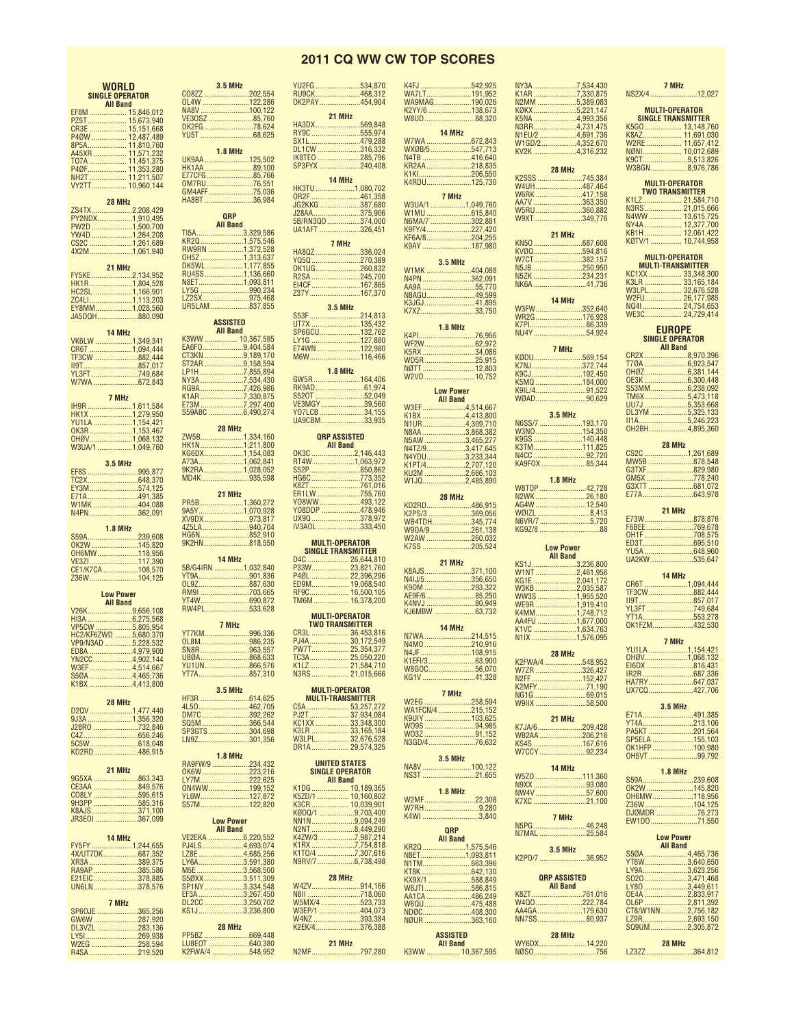# 2011 CQ WW CW TOP SCORES

## WORLD

### SINGLE OPERATOR

#### All Band

EF8M ................... 15,846,012
PZ5T ................... 15,673,940
CR3E ................... 15,151,668
P4ØW ................... 12,487,489
8P5A ................... 11,810,760
A45XR ................... 11,571,232
TO7A ................... 11,451,375
P4ØF ................... 11,353,280
NH2T ................... 11,211,507
VY2TT ................... 10,960,144

#### 28 MHz

ZS4TX ........................2,208,429
PY2NDX........................1,910,495
PW2D ........................1,500,700
YW4D ........................1,264,208
CS2C ........................1,261,689
4X2M........................1,061,940

#### 21 MHz

FY5KE ........................2,134,952
HK1R........................1,804,528
HC2SL ........................1,166,901
ZC4LI........................1,113,203
EY8MM........................1,028,560
JA5DQH........................880,090

#### 14 MHz

VK6LW ........................1,349,341
CR6T ........................1,094,444
TF3CW ........................882,444
II9T........................857,017
YL3FT........................749,684
W7WA ........................672,843

#### 7 MHz

IH9R ........................1,611,584
HK1X........................1,279,950
YU1LA ........................1,154,421
OK3R........................1,153,467
OHØV........................1,068,132
W3UA/1 ........................1,049,760

#### 3.5 MHz

EF8S ........................995,877
TC2X ........................648,370
EY3M........................574,125
E71A........................491,385
W1MK ........................404,088
N4PN........................362,091

#### 1.8 MHz

S59A........................239,608
OK2W ........................145,820
OH6MW........................118,956
VE3ZI ........................117,390
CE1/K7CA ........................108,570
Z36W........................104,125

### Low Power

#### All Band

V26K........................9,656,108
HI3A ........................6,275,568
VP5CW ........................5,805,954
HC2/KF6ZWD ........................5,680,370
VP9/N3AD ........................5,228,532
ED8A........................4,979,900
YN2CC ........................4,902,144
W3EF........................4,514,667
S5ØA ........................4,465,736
K1BX ........................4,413,800

#### 28 MHz

D2QV ........................1,477,440
9J3A ........................1,356,320
J28RO ........................732,846
C4Z........................656,246
5C5W........................618,048
KD2RD........................486,915

#### 21 MHz

9G5XA ........................863,343
CE3AA ........................849,576
CO8LY ........................595,615
9H3PP ........................585,316
K8AJS........................371,100
JR3EOI ........................367,099

#### 14 MHz

FY5FY ........................1,244,655
4X/UT7DK........................687,352
XR3A ........................389,375
RA9AP ........................385,586
E21EIC........................378,885
UN6LN........................378,576

#### 7 MHz

SP6OJE ........................365,256
GW6W ........................287,920
DL3VZL ........................283,136
LY5I........................269,938
W2EG ........................258,594
R4SA ........................219,520

#### 3.5 MHz

CO8ZZ ........................202,554
OL4W ........................122,286
NA8V ........................100,122
VE3OSZ ........................85,760
DK2FG ........................78,624
YU5T ........................68,625

#### 1.8 MHz

UK9AA........................125,502
HK1AA........................89,100
E77CFG........................85,766
OM7RU........................76,551
GM4AFF........................75,036
HA8BT ........................36,984

### QRP

#### All Band

TI5A........................3,329,586
KR2Q........................1,575,546
RW9RN ........................1,372,528
OH5Z ........................1,313,637
DK5WL ........................1,177,855
RU4SS........................1,136,660
N8ET........................1,093,811
LY5G ........................990,234
LZ2SX........................975,468
UR5LAM........................837,855

### ASSISTED

#### All Band

K3WW ................... 10,367,595
EA6FO........................9,404,584
CT3KN ........................9,189,170
ST2AR ........................9,158,594
LP1H ........................7,855,894
NY3A ........................7,534,430
RG9A........................7,426,986
K1AR ........................7,330,875
E73M ........................7,297,400
S59ABC ........................6,490,274

#### 28 MHz

ZW5B........................1,334,160
HK1N ........................1,211,800
KG6DX........................1,154,083
A73A........................1,062,841
9K2RA........................1,028,052
MD4K ........................935,598

#### 21 MHz

PR5B ........................1,360,272
9A5Y........................1,070,928
XV9DX........................973,817
4Z5LA........................940,704
HG6N........................852,910
9K2HN........................818,550

#### 14 MHz

5B/G4IRN ........................1,032,840
YT9A........................901,836
OL9Z........................887,630
RM9I ........................703,665
YT4W........................690,872
RW4PL ........................533,628

#### 7 MHz

YT7KM........................996,336
OL8M........................986,235
SN8R ........................963,557
UBØA........................868,633
YU1UN........................866,576
YT7A........................857,310

#### 3.5 MHz

HF3R ........................614,625
4L5O........................462,705
DM7C ........................392,262
SQ5M ........................366,544
SP3GTS........................304,698
LN9Z........................301,356

#### 1.8 MHz

RA9FW/9 ........................234,432
OK6W ........................223,216
LY7M........................222,625
ON4WW........................199,152
YL6W........................127,872
S57M ........................122,820

### Low Power

#### All Band

VE2EKA ........................6,220,552
PJ4LS........................4,693,074
LZ8E ........................4,685,256
LY6A........................3,591,380
M5E ........................3,568,500
S5ØXX........................3,511,309
SP1NY........................3,334,548
EF3A ........................3,267,450
DL2CC ........................3,250,702
KS1J ........................3,236,800

#### 28 MHz

PP5BZ ........................669,448
LU8EOT ........................640,380
K2FWA/4 ........................548,952
YU2FG ........................534,870
RU9CK........................468,312
OK2PAY........................454,904

#### 21 MHz

HA3DX........................569,848
RY9C ........................555,974
SX1L ........................479,288
DL1CW ........................316,332
IK8TEO ........................285,796
SP3FYX ........................240,408

#### 14 MHz

HK3TU ........................1,080,702
OR2F ........................461,358
JG2KKG........................387,680
J28AA........................375,906
5B/RN3QO ........................374,000
UA1AFT ........................326,451

#### 7 MHz

HA8QZ........................336,024
YQ5Q........................270,389
OK1UG........................260,832
R2SA........................245,700
EI4CF........................167,865
Z37Y........................167,370

#### 3.5 MHz

S53F ........................214,813
UT7X ........................135,432
SP6GCU........................132,762
LY1G ........................127,880
E74WN ........................122,980
M6W........................116,466

#### 1.8 MHz

GW5R........................164,406
RK9AD........................61,974
S52OT ........................52,049
VE3MGY ........................39,560
YO7LCB ........................34,155
UA9CBM........................33,935

### QRP ASSISTED

#### All Band

OK3C ........................2,146,443
RT4W ........................1,063,972
S52P........................850,862
HG6C ........................773,352
K8ZT ........................761,016
ER1LW ........................755,760
YO8WW........................493,122
YO8DDP ........................478,946
UX9Q ........................378,972
IV3AOL ........................333,450

### MULTI-OPERATOR SINGLE TRANSMITTER

D4C ................... 26,644,810
P33W................... 23,821,760
P4ØL ................... 22,396,296
ED9M................... 19,068,540
RF9C................... 16,500,105
TM6M................... 16,378,200

### MULTI-OPERATOR TWO TRANSMITTER

CR3L ................... 36,453,816
PJ4A................... 30,172,549
PW7T................... 25,354,377
TC3A................... 25,050,220
K1LZ ................... 21,584,710
N3RS ................... 21,015,666

### MULTI-OPERATOR MULTI-TRANSMITTER

C5A................... 53,257,272
PJ2T ................... 37,934,084
KC1XX ................... 33,348,300
K3LR ................... 33,165,184
W3LPL................... 32,676,528
DR1A................... 29,574,325

## UNITED STATES

### SINGLE OPERATOR

#### All Band

K1DG ................... 10,189,365
K5ZD/1 ................... 10,160,802
K3CR ................... 10,039,901
KØDQ/1 ........................9,703,400
NN1N........................9,094,249
N2NT ........................8,449,290
K4ZW/3 ........................7,987,214
K1RX ........................7,754,818
K1TO/4 ........................7,307,616
N9RV/7........................6,738,498

#### 28 MHz

W4ZV........................914,166
N8II ........................718,060
W5MX/4 ........................523,733
W3EP/1 ........................404,073
W4NZ ........................393,384
K2EK/4........................376,388

#### 21 MHz

N2MF........................797,280
K4FJ ........................542,925
WA7LT........................191,952
WA9MAG........................190,026
K2YY/6 ........................138,673
W8UD........................88,320

#### 14 MHz

W7WA ........................672,843
WXØB/5 ........................547,713
N4TB ........................416,640
KR2AA........................218,835
K1KI........................206,550
K4RDU........................125,730

#### 7 MHz

W3UA/1 ........................1,049,760
W1MU ........................615,840
N6MA/7 ........................302,881
K9FY/4........................227,420
KF6A/8........................204,255
K9AY ........................187,980

#### 3.5 MHz

W1MK ........................404,088
N4PN ........................362,091
AA9A ........................55,770
N8AGU........................49,599
K3JGJ ........................41,895
K7XZ........................33,750

#### 1.8 MHz

K4PI........................76,956
WF2W........................62,972
K5RX ........................34,086
WD5R........................25,915
NØTT ........................12,803
W2VO ........................10,752

### Low Power

#### All Band

W3EF........................4,514,667
K1BX ........................4,413,800
N1UR........................4,309,710
N8AA........................3,868,382
N5AW ........................3,465,277
N4TZ/9........................3,417,645
N4YDU........................3,233,344
K1PT/4........................2,707,120
KU2M ........................2,666,103
W1JQ........................2,485,890

#### 28 MHz

KD2RD........................486,915
K2PS/3 ........................369,056
WB4TDH........................345,774
W9OA/9........................261,138
W2AW ........................260,032
K7SS ........................205,524

#### 21 MHz

K8AJS........................371,100
N4IJ/5........................356,650
K9OM ........................293,322
AE9F/6 ........................85,250
K4NVJ ........................80,949
KJ6MBW ........................63,732

#### 14 MHz

N7WA ........................214,515
N4MO ........................210,916
N4JF ........................108,915
K1EFI/3 ........................63,900
W8GOC........................56,070
KG1V ........................41,328

#### 7 MHz

W2EG ........................258,594
WA1FCN/4 ........................215,152
K9UIY ........................103,625
WO9S ........................94,985
WO3Z ........................91,152
N3GD/4........................76,632

#### 3.5 MHz

NA8V ........................100,122
NS3T ........................21,655

#### 1.8 MHz

W2MF........................22,308
W7RH........................9,280
K4WI ........................3,840

### QRP

#### All Band

KR2Q ........................1,575,546
N8ET........................1,093,811
N1TM........................663,396
KT8K........................642,130
KX9X/1 ........................588,849
W6JTI........................586,815
AA1CA ........................486,249
W6QU ........................475,488
NDØC........................408,300
NØUR ........................363,160

### ASSISTED

#### All Band

K3WW ................... 10,367,595
NY3A ........................7,534,430
K1AR ........................7,330,875
N2MM ........................5,389,083
KØKX ........................5,221,147
K5NA ........................4,993,356
N3RR........................4,731,475
N1EU/2 ........................4,691,736
W1GD/2........................4,352,670
KV2K ........................4,316,232

#### 28 MHz

K2SSS ........................745,384
W4UH........................487,464
W6RK ........................417,158
AA7V ........................363,350
W5RU........................360,882
W9XT........................349,776

#### 21 MHz

KN5O ........................687,608
KVØQ........................594,816
W7CT........................382,157
N5JB ........................250,950
N5ZK ........................234,231
NK6A ........................41,736

#### 14 MHz

W3FW........................352,640
WR2G........................176,928
K7PI........................86,339
NU4Y ........................54,924

#### 7 MHz

KØDU........................569,154
K7NJ........................372,744
K9CJ........................192,450
K5MQ ........................184,000
K9IL/4........................91,522
WØAD........................90,629

#### 3.5 MHz

N6SS/7 ........................193,170
W3NO........................154,350
K9GS ........................140,448
K3TM........................111,825
N4CC ........................92,720
KA9FOX ........................85,344

#### 1.8 MHz

W8TOP ........................42,728
N2WK ........................26,180
AG4W ........................12,540
WØIZL ........................8,413
N6VR/7 ........................5,720
KG9Z/8 ........................88

### Low Power

#### All Band

KS1J........................3,236,800
W1NT ........................2,461,956
KG1E ........................2,041,172
W3KB ........................2,035,587
WW3S ........................1,955,520
WE9R........................1,919,410
K4MM........................1,748,712
AA4FU ........................1,677,000
K1VC ........................1,634,763
N1IX ........................1,576,095

#### 28 MHz

K2FWA/4 ........................548,952
W7ZR ........................326,427
N2FF........................152,427
K2MFY........................71,190
NG1G........................69,015
W9IIX ........................58,500

#### 21 MHz

K7JA/6........................209,428
WB2AA........................206,216
KS4S ........................167,616
W7CCY ........................92,234

#### 14 MHz

W5ZO ........................111,360
N9XX ........................93,080
NW4V ........................57,600
K7XC ........................21,100

#### 7 MHz

N5PG ........................46,248
N7MAL ........................25,584

#### 3.5 MHz

K2PO/7 ........................36,952

### QRP ASSISTED

#### All Band

K8ZT........................761,016
W4QO........................222,784
AA4GA........................179,630
NN7SS........................80,937

#### 28 MHz

WY6DX........................14,220
NØSO........................756

#### 7 MHz

NS2X/4 ........................12,027

### MULTI-OPERATOR SINGLE TRANSMITTER

K5GO ................... 13,148,760
K8AZ ................... 11,691,030
W2RE ................... 11,657,412
NØNI ................... 10,012,689
K9CT........................9,513,826
W3BGN........................8,976,786

### MULTI-OPERATOR TWO TRANSMITTER

K1LZ ................... 21,584,710
N3RS ................... 21,015,666
N4WW ................... 13,615,725
NY4A ................... 12,377,700
KB1H ................... 12,061,422
KØTV/1 ................... 10,744,958

### MULTI-OPERATOR MULTI-TRANSMITTER

KC1XX ................... 33,348,300
K3LR ................... 33,165,184
W3LPL................... 32,676,528
W2FU................... 26,177,985
NQ4I ................... 24,754,653
WE3C................... 24,729,414

## EUROPE

### SINGLE OPERATOR

#### All Band

CR2X........................8,970,396
TØA........................6,923,547
OHØZ........................6,381,144
OE3K ........................6,300,448
S53MM........................6,238,092
TM6X........................5,473,118
UU7J ........................5,353,668
DL3YM ........................5,325,133
II1A........................5,246,223
OH2BH........................4,895,360

#### 28 MHz

CS2C ........................1,261,689
MW5B ........................878,548
G3TXF ........................829,980
GM5X ........................778,240
G3XTT ........................681,072
E77A........................643,978

#### 21 MHz

E73W........................878,876
F6BEE ........................769,678
OH1F ........................708,575
ED3T........................695,510
YU5A ........................648,960
UA2KW ........................535,647

#### 14 MHz

CR6T ........................1,094,444
TF3CW ........................882,444
II9T ........................857,017
YL3FT ........................749,684
YT1A........................553,278
OK1FZM........................432,530

#### 7 MHz

YU1LA ........................1,154,421
OHØV........................1,068,132
EI6DX ........................816,431
IR2R ........................687,336
HA7RY........................647,037
UX7CQ........................427,706

#### 3.5 MHz

E71A........................491,385
YT4A........................213,106
PA5KT ........................201,564
SP5ELA ........................155,103
OK1HFP ........................100,980
OH5VT........................99,792

#### 1.8 MHz

S59A........................239,608
OK2W ........................145,820
OH6MW........................118,956
Z36W........................104,125
DJØMDR ........................76,273
EW1DO........................71,550

### Low Power

#### All Band

S5ØA ........................4,465,736
YT6W........................3,640,650
LY9A........................3,623,256
SO2O ........................3,471,468
LY8O ........................3,449,611
OE4A ........................2,833,917
OL6P ........................2,811,392
CT8/W1NN........................2,756,182
Z39R........................2,693,150
SQ9UM ........................2,305,872

#### 28 MHz

LZ3ZZ ........................364,812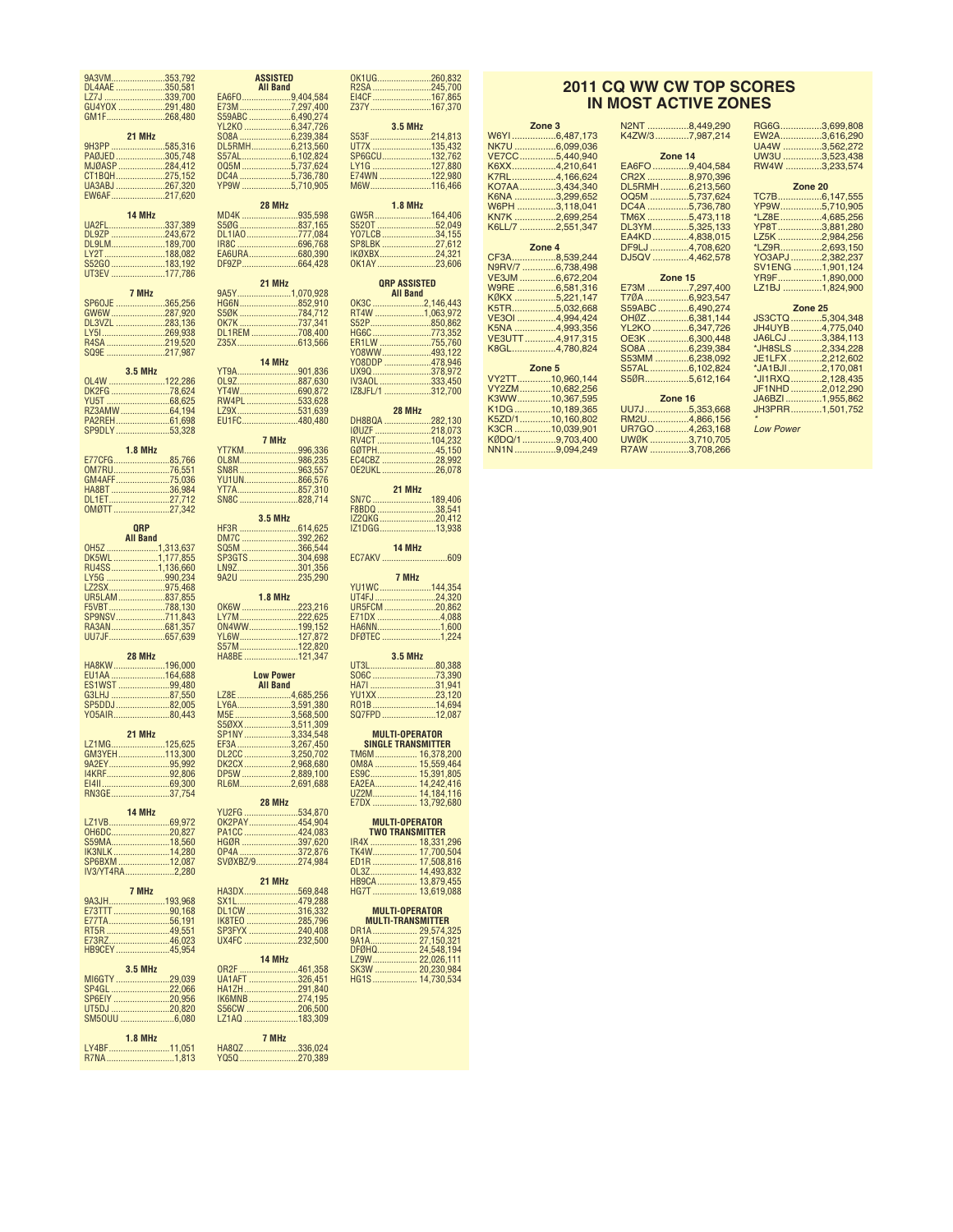9A3VM 353,792
DL4AAE 350,581
LZ7J 339,700
GU4YOX 291,480
GM1F 268,480

### 21 MHz

9H3PP 585,316
PAØJED 305,748
MJØASP 284,412
CT1BQH 275,152
UA3ABJ 267,320
EW6AF 217,620

### 14 MHz

UA2FL 337,389
DL9ZP 243,672
DL9LM 189,700
LY2T 188,082
S52GO 183,192
UT3EV 177,786

### 7 MHz

SP6OJE 365,256
GW6W 287,920
DL3VZL 283,136
LY5I 269,938
R4SA 219,520
SQ9E 217,987

### 3.5 MHz

OL4W 122,286
DK2FG 78,624
YU5T 68,625
RZ3AMW 64,194
PA2REH 61,698
SP9DLY 53,328

### 1.8 MHz

E77CFG 85,766
OM7RU 76,551
GM4AFF 75,036
HA8BT 36,984
DL1ET 27,712
OMØTT 27,342

## QRP

### All Band

OH5Z 1,313,637
DK5WL 1,177,855
RU4SS 1,136,660
LY5G 990,234
LZ2SX 975,468
UR5LAM 837,855
F5VBT 788,130
SP9NSV 711,843
RA3AN 681,357
UU7JF 657,639

### 28 MHz

HA8KW 196,000
EU1AA 164,688
ES1WST 99,480
G3LHJ 87,550
SP5DDJ 82,005
YO5AIR 80,443

### 21 MHz

LZ1MG 125,625
GM3YEH 113,300
9A2EY 95,992
I4KRF 92,806
EI4II 69,300
RN3GE 37,754

### 14 MHz

LZ1VB 69,972
OH6DC 20,827
S59MA 18,560
IK3NLK 14,280
SP6BXM 12,087
IV3/YT4RA 2,280

### 7 MHz

9A3JH 193,968
E73TTT 90,168
E77TA 56,191
RT5R 49,551
E73RZ 46,023
HB9CEY 45,954

### 3.5 MHz

MI6GTY 29,039
SP4GL 22,066
SP6EIY 20,956
UT5DJ 20,820
SM5OUU 6,080

### 1.8 MHz

LY4BF 11,051
R7NA 1,813

## ASSISTED

### All Band

EA6FO 9,404,584
E73M 7,297,400
S59ABC 6,490,274
YL2KO 6,347,726
SO8A 6,239,384
DL5RMH 6,213,560
S57AL 6,102,824
OQ5M 5,737,624
DC4A 5,736,780
YP9W 5,710,905

### 28 MHz

MD4K 935,598
S5ØG 837,165
DL1IAO 777,084
IR8C 696,768
EA6URA 680,390
DF9ZP 664,428

### 21 MHz

9A5Y 1,070,928
HG6N 852,910
S5ØK 784,712
OK7K 737,341
DL1REM 708,400
Z35X 613,566

### 14 MHz

YT9A 901,836
OL9Z 887,630
YT4W 690,872
RW4PL 533,628
LZ9X 531,639
EU1FC 480,480

### 7 MHz

YT7KM 996,336
OL8M 986,235
SN8R 963,557
YU1UN 866,576
YT7A 857,310
SN8C 828,714

### 3.5 MHz

HF3R 614,625
DM7C 392,262
SQ5M 366,544
SP3GTS 304,698
LN9Z 301,356
9A2U 235,290

### 1.8 MHz

OK6W 223,216
LY7M 222,625
ON4WW 199,152
YL6W 127,872
S57M 122,820
HA8BE 121,347

## Low Power

### All Band

LZ8E 4,685,256
LY6A 3,591,380
M5E 3,568,500
S5ØXX 3,511,309
SP1NY 3,334,548
EF3A 3,267,450
DL2CC 3,250,702
DK2CX 2,968,680
DP5W 2,889,100
RL6M 2,691,688

### 28 MHz

YU2FG 534,870
OK2PAY 454,904
PA1CC 424,083
HGØR 397,620
OP4A 372,876
SVØXBZ/9 274,984

### 21 MHz

HA3DX 569,848
SX1L 479,288
DL1CW 316,332
IK8TEO 285,796
SP3FYX 240,408
UX4FC 232,500

### 14 MHz

OR2F 461,358
UA1AFT 326,451
HA1ZH 291,840
IK6MNB 274,195
S56CW 206,500
LZ1AQ 183,309

### 7 MHz

HA8QZ 336,024
YQ5Q 270,389
OK1UG 260,832
R2SA 245,700
EI4CF 167,865
Z37Y 167,370

### 3.5 MHz

S53F 214,813
UT7X 135,432
SP6GCU 132,762
LY1G 127,880
E74WN 122,980
M6W 116,466

### 1.8 MHz

GW5R 164,406
S52OT 52,049
YO7LCB 34,155
SP8LBK 27,612
IKØXBX 24,321
OK1AY 23,606

## QRP ASSISTED

### All Band

OK3C 2,146,443
RT4W 1,063,972
S52P 850,862
HG6C 773,352
ER1LW 755,760
YO8WW 493,122
YO8DDP 478,946
UX9Q 378,972
IV3AOL 333,450
IZ8JFL/1 312,700

### 28 MHz

DH8BQA 282,130
IØUZF 218,073
RV4CT 104,232
GØTPH 45,150
EC4CBZ 28,992
OE2UKL 26,078

### 21 MHz

SN7C 189,406
F8BDQ 38,541
IZ2QKG 20,412
IZ1DGG 13,938

### 14 MHz

EC7AKV 609

### 7 MHz

YU1WC 144,354
UT4FJ 24,320
UR5FCM 20,862
E71DX 4,088
HA6NN 1,600
DFØTEC 1,224

### 3.5 MHz

UT3L 80,388
SO6C 73,390
HA7I 31,941
YU1XX 23,120
RO1B 14,694
SQ7FPD 12,087

## MULTI-OPERATOR SINGLE TRANSMITTER

TM6M 16,378,200
OM8A 15,559,464
ES9C 15,391,805
EA2EA 14,242,416
UZ2M 14,184,116
E7DX 13,792,680

## MULTI-OPERATOR TWO TRANSMITTER

IR4X 18,331,296
TK4W 17,700,504
ED1R 17,508,816
OL3Z 14,493,832
HB9CA 13,879,455
HG7T 13,619,088

## MULTI-OPERATOR MULTI-TRANSMITTER

DR1A 29,574,325
9A1A 27,150,321
DFØHQ 24,548,194
LZ9W 22,026,111
SK3W 20,230,984
HG1S 14,730,534

# 2011 CQ WW CW TOP SCORES IN MOST ACTIVE ZONES

### Zone 3

W6YI 6,487,173
NK7U 6,099,036
VE7CC 5,440,940
K6XX 4,210,641
K7RL 4,166,624
KO7AA 3,434,340
K6NA 3,299,652
W6PH 3,118,041
KN7K 2,699,254
K6LL/7 2,551,347

### Zone 4

CF3A 8,539,244
N9RV/7 6,738,498
VE3JM 6,672,204
W9RE 6,581,316
KØKX 5,221,147
K5TR 5,032,668
VE3OI 4,994,424
K5NA 4,993,356
VE3UTT 4,917,315
K8GL 4,780,824

### Zone 5

VY2TT 10,960,144
VY2ZM 10,682,256
K3WW 10,367,595
K1DG 10,189,365
K5ZD/1 10,160,802
K3CR 10,039,901
KØDQ/1 9,703,400
NN1N 9,094,249
N2NT 8,449,290
K4ZW/3 7,987,214

### Zone 14

EA6FO 9,404,584
CR2X 8,970,396
DL5RMH 6,213,560
OQ5M 5,737,624
DC4A 5,736,780
TM6X 5,473,118
DL3YM 5,325,133
EA4KD 4,838,015
DF9LJ 4,708,620
DJ5QV 4,462,578

### Zone 15

E73M 7,297,400
T7ØA 6,923,547
S59ABC 6,490,274
OHØZ 6,381,144
YL2KO 6,347,726
OE3K 6,300,448
SO8A 6,239,384
S53MM 6,238,092
S57AL 6,102,824
S5ØR 5,612,164

### Zone 16

UU7J 5,353,668
RM2U 4,866,156
UR7GO 4,263,168
UWØK 3,710,705
R7AW 3,708,266
RG6G 3,699,808
EW2A 3,616,290
UA4W 3,562,272
UW3U 3,523,438
RW4W 3,233,574

### Zone 20

TC7B 6,147,555
YP9W 5,710,905
*LZ8E 4,685,256
YP8T 3,881,280
LZ5K 2,984,256
*LZ9R 2,693,150
YO3APJ 2,382,237
SV1ENG 1,901,124
YR9F 1,890,000
LZ1BJ 1,824,900

### Zone 25

JS3CTQ 5,304,348
JH4UYB 4,775,040
JA6LCJ 3,384,113
*JH8SLS 2,334,228
JE1LFX 2,212,602
*JA1BJI 2,170,081
*JI1RXQ 2,128,435
JF1NHD 2,012,290
JA6BZI 1,955,862
JH3PRR 1,501,752

*Low Power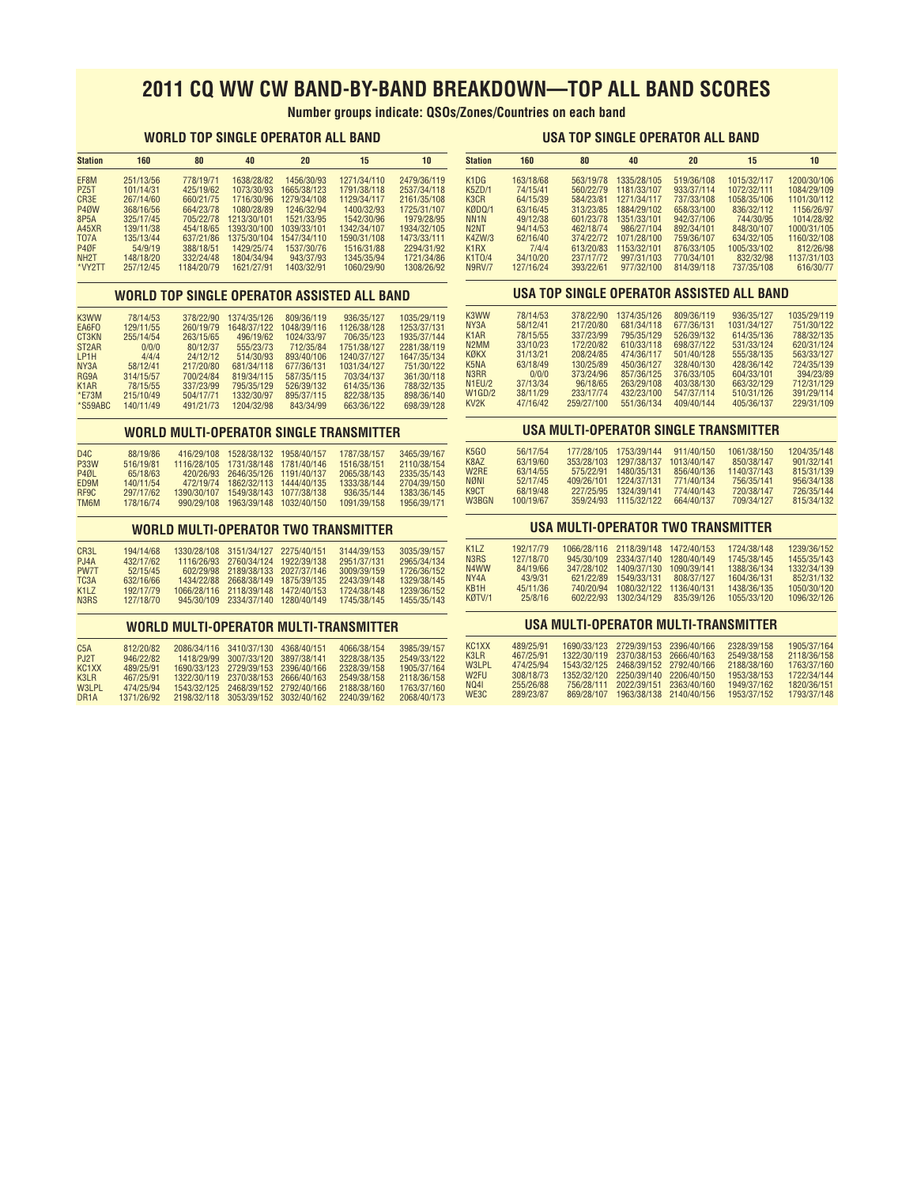# 2011 CQ WW CW BAND-BY-BAND BREAKDOWN—TOP ALL BAND SCORES

**Number groups indicate: QSOs/Zones/Countries on each band**

## WORLD TOP SINGLE OPERATOR ALL BAND

| Station | 160 | 80 | 40 | 20 | 15 | 10 |
|---|---|---|---|---|---|---|
| EF8M | 251/13/56 | 778/19/71 | 1638/28/82 | 1456/30/93 | 1271/34/110 | 2479/36/119 |
| PZ5T | 101/14/31 | 425/19/62 | 1073/30/93 | 1665/38/123 | 1791/38/118 | 2537/34/118 |
| CR3E | 267/14/60 | 660/21/75 | 1716/30/96 | 1279/34/108 | 1129/34/117 | 2161/35/108 |
| P4ØW | 368/16/56 | 664/23/78 | 1080/28/89 | 1246/32/94 | 1400/32/93 | 1725/31/107 |
| 8P5A | 325/17/45 | 705/22/78 | 1213/30/101 | 1521/33/95 | 1542/30/96 | 1979/28/95 |
| A45XR | 139/11/38 | 454/18/65 | 1393/30/100 | 1039/33/101 | 1342/34/107 | 1934/32/105 |
| TO7A | 135/13/44 | 637/21/86 | 1375/30/104 | 1547/34/110 | 1590/31/108 | 1473/33/111 |
| P4ØF | 54/9/19 | 388/18/51 | 1429/25/74 | 1537/30/76 | 1516/31/88 | 2294/31/92 |
| NH2T | 148/18/20 | 332/24/48 | 1804/34/94 | 943/37/93 | 1345/35/94 | 1721/34/86 |
| *VY2TT | 257/12/45 | 1184/20/79 | 1621/27/91 | 1403/32/91 | 1060/29/90 | 1308/26/92 |

## WORLD TOP SINGLE OPERATOR ASSISTED ALL BAND

| Station | 160 | 80 | 40 | 20 | 15 | 10 |
|---|---|---|---|---|---|---|
| K3WW | 78/14/53 | 378/22/90 | 1374/35/126 | 809/36/119 | 936/35/127 | 1035/29/119 |
| EA6FO | 129/11/55 | 260/19/79 | 1648/37/122 | 1048/39/116 | 1126/38/128 | 1253/37/131 |
| CT3KN | 255/14/54 | 263/15/65 | 496/19/62 | 1024/33/97 | 706/35/123 | 1935/37/144 |
| ST2AR | 0/0/0 | 80/12/37 | 555/23/73 | 712/35/84 | 1751/38/127 | 2281/38/119 |
| LP1H | 4/4/4 | 24/12/12 | 514/30/93 | 893/40/106 | 1240/37/127 | 1647/35/134 |
| NY3A | 58/12/41 | 217/20/80 | 681/34/118 | 677/36/131 | 1031/34/127 | 751/30/122 |
| RG9A | 314/15/57 | 700/24/84 | 819/34/115 | 587/35/115 | 703/34/137 | 361/30/118 |
| K1AR | 78/15/55 | 337/23/99 | 795/35/129 | 526/39/132 | 614/35/136 | 788/32/135 |
| *E73M | 215/10/49 | 504/17/71 | 1332/30/97 | 895/37/115 | 822/38/135 | 898/36/140 |
| *S59ABC | 140/11/49 | 491/21/73 | 1204/32/98 | 843/34/99 | 663/36/122 | 698/39/128 |

## WORLD MULTI-OPERATOR SINGLE TRANSMITTER

| Station | 160 | 80 | 40 | 20 | 15 | 10 |
|---|---|---|---|---|---|---|
| D4C | 88/19/86 | 416/29/108 | 1528/38/132 | 1958/40/157 | 1787/38/157 | 3465/39/167 |
| P33W | 516/19/81 | 1116/28/105 | 1731/38/148 | 1781/40/146 | 1516/38/151 | 2110/38/154 |
| P4ØL | 65/18/63 | 420/26/93 | 2646/35/126 | 1191/40/137 | 2065/38/143 | 2335/35/143 |
| ED9M | 140/11/54 | 472/19/74 | 1862/32/113 | 1444/40/135 | 1333/38/144 | 2704/39/150 |
| RF9C | 297/17/62 | 1390/30/107 | 1549/38/143 | 1077/38/138 | 936/35/144 | 1383/36/145 |
| TM6M | 178/16/74 | 990/29/108 | 1963/39/148 | 1032/40/150 | 1091/39/158 | 1956/39/171 |

## WORLD MULTI-OPERATOR TWO TRANSMITTER

| Station | 160 | 80 | 40 | 20 | 15 | 10 |
|---|---|---|---|---|---|---|
| CR3L | 194/14/68 | 1330/28/108 | 3151/34/127 | 2275/40/151 | 3144/39/153 | 3035/39/157 |
| PJ4A | 432/17/62 | 1116/26/93 | 2760/34/124 | 1922/39/138 | 2951/37/131 | 2965/34/134 |
| PW7T | 52/15/45 | 602/29/98 | 2189/38/133 | 2027/37/146 | 3009/39/159 | 1726/36/152 |
| TC3A | 632/16/66 | 1434/22/88 | 2668/38/149 | 1875/39/135 | 2243/39/148 | 1329/38/145 |
| K1LZ | 192/17/79 | 1066/28/116 | 2118/39/148 | 1472/40/153 | 1724/38/148 | 1239/36/152 |
| N3RS | 127/18/70 | 945/30/109 | 2334/37/140 | 1280/40/149 | 1745/38/145 | 1455/35/143 |

## WORLD MULTI-OPERATOR MULTI-TRANSMITTER

| Station | 160 | 80 | 40 | 20 | 15 | 10 |
|---|---|---|---|---|---|---|
| C5A | 812/20/82 | 2086/34/116 | 3410/37/130 | 4368/40/151 | 4066/38/154 | 3985/39/157 |
| PJ2T | 946/22/82 | 1418/29/99 | 3007/33/120 | 3897/38/141 | 3228/38/135 | 2549/33/122 |
| KC1XX | 489/25/91 | 1690/33/123 | 2729/39/153 | 2396/40/166 | 2328/39/158 | 1905/37/164 |
| K3LR | 467/25/91 | 1322/30/119 | 2370/38/153 | 2666/40/163 | 2549/38/158 | 2118/36/158 |
| W3LPL | 474/25/94 | 1543/32/125 | 2468/39/152 | 2792/40/166 | 2188/38/160 | 1763/37/160 |
| DR1A | 1371/26/92 | 2198/32/118 | 3053/39/152 | 3032/40/162 | 2240/39/162 | 2068/40/173 |

## USA TOP SINGLE OPERATOR ALL BAND

| Station | 160 | 80 | 40 | 20 | 15 | 10 |
|---|---|---|---|---|---|---|
| K1DG | 163/18/68 | 563/19/78 | 1335/28/105 | 519/36/108 | 1015/32/117 | 1200/30/106 |
| K5ZD/1 | 74/15/41 | 560/22/79 | 1181/33/107 | 933/37/114 | 1072/32/111 | 1084/29/109 |
| K3CR | 64/15/39 | 584/23/81 | 1271/34/117 | 737/33/108 | 1058/35/106 | 1101/30/112 |
| KØDQ/1 | 63/16/45 | 313/23/85 | 1884/29/102 | 658/33/100 | 836/32/112 | 1156/26/97 |
| NN1N | 49/12/38 | 601/23/78 | 1351/33/101 | 942/37/106 | 744/30/95 | 1014/28/92 |
| N2NT | 94/14/53 | 462/18/74 | 986/27/104 | 892/34/101 | 848/30/107 | 1000/31/105 |
| K4ZW/3 | 62/16/40 | 374/22/72 | 1071/28/100 | 759/36/107 | 634/32/105 | 1160/32/108 |
| K1RX | 7/4/4 | 613/20/83 | 1153/32/101 | 876/33/105 | 1005/33/102 | 812/26/98 |
| K1TO/4 | 34/10/20 | 237/17/72 | 997/31/103 | 770/34/101 | 832/32/98 | 1137/31/103 |
| N9RV/7 | 127/16/24 | 393/22/61 | 977/32/100 | 814/39/118 | 737/35/108 | 616/30/77 |

## USA TOP SINGLE OPERATOR ASSISTED ALL BAND

| Station | 160 | 80 | 40 | 20 | 15 | 10 |
|---|---|---|---|---|---|---|
| K3WW | 78/14/53 | 378/22/90 | 1374/35/126 | 809/36/119 | 936/35/127 | 1035/29/119 |
| NY3A | 58/12/41 | 217/20/80 | 681/34/118 | 677/36/131 | 1031/34/127 | 751/30/122 |
| K1AR | 78/15/55 | 337/23/99 | 795/35/129 | 526/39/132 | 614/35/136 | 788/32/135 |
| N2MM | 33/10/23 | 172/20/82 | 610/33/118 | 698/37/122 | 531/33/124 | 620/31/124 |
| KØKX | 31/13/21 | 208/24/85 | 474/36/117 | 501/40/128 | 555/38/135 | 563/33/127 |
| K5NA | 63/18/49 | 130/25/89 | 450/36/127 | 328/40/130 | 428/36/142 | 724/35/139 |
| N3RR | 0/0/0 | 373/24/96 | 857/36/125 | 376/33/105 | 604/33/101 | 394/23/89 |
| N1EU/2 | 37/13/34 | 96/18/65 | 263/29/108 | 403/38/130 | 663/32/129 | 712/31/129 |
| W1GD/2 | 38/11/29 | 233/17/74 | 432/23/100 | 547/37/114 | 510/31/126 | 391/29/114 |
| KV2K | 47/16/42 | 259/27/100 | 551/36/134 | 409/40/144 | 405/36/137 | 229/31/109 |

## USA MULTI-OPERATOR SINGLE TRANSMITTER

| Station | 160 | 80 | 40 | 20 | 15 | 10 |
|---|---|---|---|---|---|---|
| K5GO | 56/17/54 | 177/28/105 | 1753/39/144 | 911/40/150 | 1061/38/150 | 1204/35/148 |
| K8AZ | 63/19/60 | 353/28/103 | 1297/38/137 | 1013/40/147 | 850/38/147 | 901/32/141 |
| W2RE | 63/14/55 | 575/22/91 | 1480/35/131 | 856/40/136 | 1140/37/143 | 815/31/139 |
| NØNI | 52/17/45 | 409/26/101 | 1224/37/131 | 771/40/134 | 756/35/141 | 956/34/138 |
| K9CT | 68/19/48 | 227/25/95 | 1324/39/141 | 774/40/143 | 720/38/147 | 726/35/144 |
| W3BGN | 100/19/67 | 359/24/93 | 1115/32/122 | 664/40/137 | 709/34/127 | 815/34/132 |

## USA MULTI-OPERATOR TWO TRANSMITTER

| Station | 160 | 80 | 40 | 20 | 15 | 10 |
|---|---|---|---|---|---|---|
| K1LZ | 192/17/79 | 1066/28/116 | 2118/39/148 | 1472/40/153 | 1724/38/148 | 1239/36/152 |
| N3RS | 127/18/70 | 945/30/109 | 2334/37/140 | 1280/40/149 | 1745/38/145 | 1455/35/143 |
| N4WW | 84/19/66 | 347/28/102 | 1409/37/130 | 1090/39/141 | 1388/36/134 | 1332/34/139 |
| NY4A | 43/9/31 | 621/22/89 | 1549/33/131 | 808/37/127 | 1604/36/131 | 852/31/132 |
| KB1H | 45/11/36 | 740/20/94 | 1080/32/122 | 1136/40/131 | 1438/36/135 | 1050/30/120 |
| KØTV/1 | 25/8/16 | 602/22/93 | 1302/34/129 | 835/39/126 | 1055/33/120 | 1096/32/126 |

## USA MULTI-OPERATOR MULTI-TRANSMITTER

| Station | 160 | 80 | 40 | 20 | 15 | 10 |
|---|---|---|---|---|---|---|
| KC1XX | 489/25/91 | 1690/33/123 | 2729/39/153 | 2396/40/166 | 2328/39/158 | 1905/37/164 |
| K3LR | 467/25/91 | 1322/30/119 | 2370/38/153 | 2666/40/163 | 2549/38/158 | 2118/36/158 |
| W3LPL | 474/25/94 | 1543/32/125 | 2468/39/152 | 2792/40/166 | 2188/38/160 | 1763/37/160 |
| W2FU | 308/18/73 | 1352/32/120 | 2250/39/140 | 2206/40/150 | 1953/38/153 | 1722/34/144 |
| NQ4I | 255/26/88 | 756/28/111 | 2022/39/151 | 2363/40/160 | 1949/37/162 | 1820/36/151 |
| WE3C | 289/23/87 | 869/28/107 | 1963/38/138 | 2140/40/156 | 1953/37/152 | 1793/37/148 |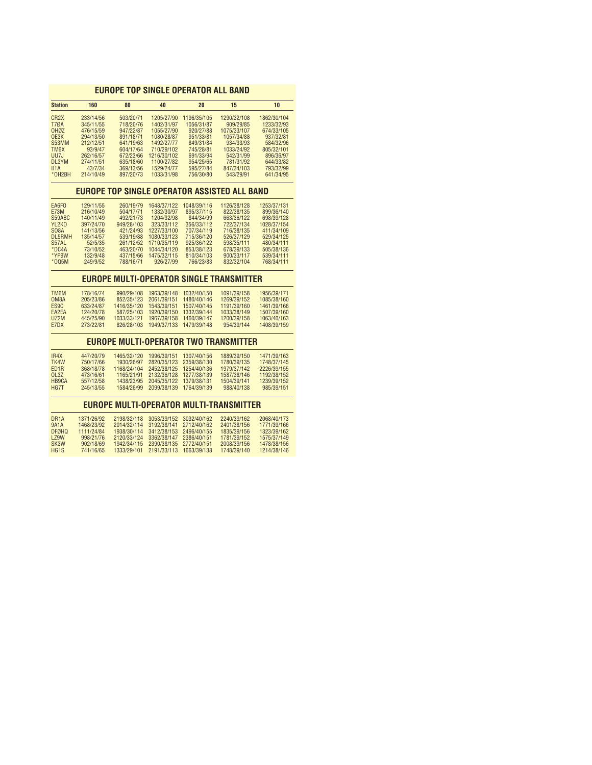## EUROPE TOP SINGLE OPERATOR ALL BAND

| Station | 160 | 80 | 40 | 20 | 15 | 10 |
|---|---|---|---|---|---|---|
| CR2X | 233/14/56 | 503/20/71 | 1205/27/90 | 1196/35/105 | 1290/32/108 | 1862/30/104 |
| T7ØA | 345/11/55 | 718/20/76 | 1402/31/97 | 1056/31/87 | 909/29/85 | 1233/32/93 |
| OHØZ | 476/15/59 | 947/22/87 | 1055/27/90 | 920/27/88 | 1075/33/107 | 674/33/105 |
| OE3K | 294/13/50 | 891/18/71 | 1080/28/87 | 951/33/81 | 1057/34/88 | 937/32/81 |
| S53MM | 212/12/51 | 641/19/63 | 1492/27/77 | 849/31/84 | 934/33/93 | 584/32/96 |
| TM6X | 93/9/47 | 604/17/64 | 710/29/102 | 745/28/81 | 1033/24/92 | 805/32/101 |
| UU7J | 262/16/57 | 672/23/66 | 1216/30/102 | 691/33/94 | 542/31/99 | 896/36/97 |
| DL3YM | 274/11/51 | 635/18/60 | 1100/27/82 | 954/25/65 | 781/31/92 | 644/33/82 |
| II1A | 43/7/34 | 369/13/56 | 1529/24/77 | 595/27/84 | 847/34/103 | 793/32/99 |
| *OH2BH | 214/10/49 | 897/20/73 | 1033/31/98 | 756/30/80 | 543/29/91 | 641/34/95 |

## EUROPE TOP SINGLE OPERATOR ASSISTED ALL BAND

| Station | 160 | 80 | 40 | 20 | 15 | 10 |
|---|---|---|---|---|---|---|
| EA6FO | 129/11/55 | 260/19/79 | 1648/37/122 | 1048/39/116 | 1126/38/128 | 1253/37/131 |
| E73M | 216/10/49 | 504/17/71 | 1332/30/97 | 895/37/115 | 822/38/135 | 899/36/140 |
| S59ABC | 140/11/49 | 492/21/73 | 1204/32/98 | 844/34/99 | 663/36/122 | 698/39/128 |
| YL2KO | 397/24/70 | 949/28/103 | 323/33/112 | 356/33/112 | 722/37/134 | 1028/37/154 |
| SO8A | 141/13/56 | 421/24/93 | 1227/33/100 | 707/34/119 | 716/38/135 | 411/34/109 |
| DL5RMH | 135/14/57 | 539/19/88 | 1080/33/123 | 715/36/120 | 526/37/129 | 529/34/125 |
| S57AL | 52/5/35 | 261/12/52 | 1710/35/119 | 925/36/122 | 598/35/111 | 480/34/111 |
| *DC4A | 73/10/52 | 463/20/70 | 1044/34/120 | 853/38/123 | 678/39/133 | 505/38/136 |
| *YP9W | 132/9/48 | 437/15/66 | 1475/32/115 | 810/34/103 | 900/33/117 | 539/34/111 |
| *OQ5M | 249/9/52 | 788/16/71 | 926/27/99 | 766/23/83 | 832/32/104 | 768/34/111 |

## EUROPE MULTI-OPERATOR SINGLE TRANSMITTER

| Station | 160 | 80 | 40 | 20 | 15 | 10 |
|---|---|---|---|---|---|---|
| TM6M | 178/16/74 | 990/29/108 | 1963/39/148 | 1032/40/150 | 1091/39/158 | 1956/39/171 |
| OM8A | 205/23/86 | 852/35/123 | 2061/39/151 | 1480/40/146 | 1269/39/152 | 1085/38/160 |
| ES9C | 633/24/87 | 1416/35/120 | 1543/39/151 | 1507/40/145 | 1191/39/160 | 1461/39/166 |
| EA2EA | 124/20/78 | 587/25/103 | 1920/39/150 | 1332/39/144 | 1033/38/149 | 1507/39/160 |
| UZ2M | 445/25/90 | 1033/33/121 | 1967/39/158 | 1460/39/147 | 1200/39/158 | 1063/40/163 |
| E7DX | 273/22/81 | 826/28/103 | 1949/37/133 | 1479/39/148 | 954/39/144 | 1408/39/159 |

## EUROPE MULTI-OPERATOR TWO TRANSMITTER

| Station | 160 | 80 | 40 | 20 | 15 | 10 |
|---|---|---|---|---|---|---|
| IR4X | 447/20/79 | 1465/32/120 | 1996/39/151 | 1307/40/156 | 1889/39/150 | 1471/39/163 |
| TK4W | 750/17/66 | 1930/26/97 | 2820/35/123 | 2359/38/130 | 1780/39/135 | 1748/37/145 |
| ED1R | 368/18/78 | 1168/24/104 | 2452/38/125 | 1254/40/136 | 1979/37/142 | 2226/39/155 |
| OL3Z | 473/16/61 | 1165/21/91 | 2132/36/128 | 1277/38/139 | 1587/38/146 | 1192/38/152 |
| HB9CA | 557/12/58 | 1438/23/95 | 2045/35/122 | 1379/38/131 | 1504/39/141 | 1239/39/152 |
| HG7T | 245/13/55 | 1584/26/99 | 2099/38/139 | 1764/39/139 | 988/40/138 | 985/39/151 |

## EUROPE MULTI-OPERATOR MULTI-TRANSMITTER

| Station | 160 | 80 | 40 | 20 | 15 | 10 |
|---|---|---|---|---|---|---|
| DR1A | 1371/26/92 | 2198/32/118 | 3053/39/152 | 3032/40/162 | 2240/39/162 | 2068/40/173 |
| 9A1A | 1468/23/92 | 2014/32/114 | 3192/38/141 | 2712/40/162 | 2401/38/156 | 1771/39/166 |
| DFØHQ | 1111/24/84 | 1938/30/114 | 3412/38/153 | 2496/40/155 | 1835/39/156 | 1323/39/162 |
| LZ9W | 998/21/76 | 2120/33/124 | 3362/38/147 | 2386/40/151 | 1781/39/152 | 1575/37/149 |
| SK3W | 902/18/69 | 1942/34/115 | 2390/38/135 | 2772/40/151 | 2008/39/156 | 1478/38/156 |
| HG1S | 741/16/65 | 1333/29/101 | 2191/33/113 | 1663/39/138 | 1748/39/140 | 1214/38/146 |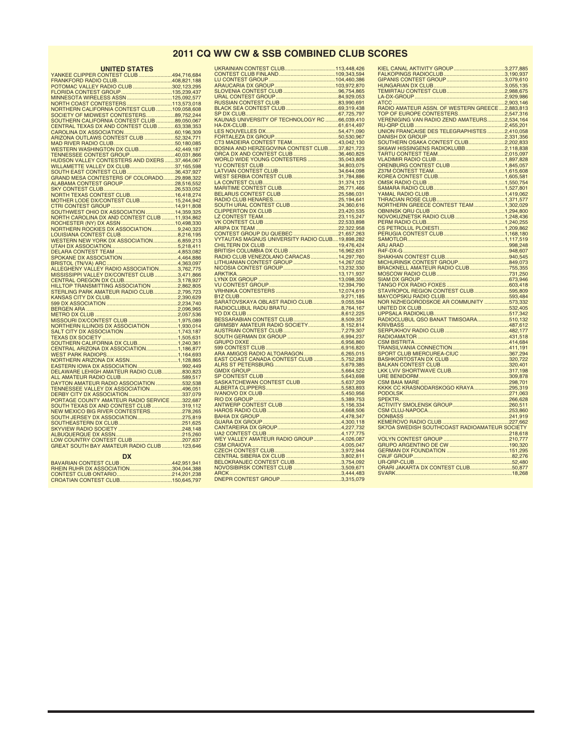# 2011 CQ WW CW & SSB COMBINED CLUB SCORES

## UNITED STATES

| | |
|---|---|
| YANKEE CLIPPER CONTEST CLUB | 494,716,684 |
| FRANKFORD RADIO CLUB | 408,821,188 |
| POTOMAC VALLEY RADIO CLUB | 302,123,295 |
| FLORIDA CONTEST GROUP | 135,239,437 |
| MINNESOTA WIRELESS ASSN | 125,092,577 |
| NORTH COAST CONTESTERS | 113,573,018 |
| NORTHERN CALIFORNIA CONTEST CLUB | 109,058,608 |
| SOCIETY OF MIDWEST CONTESTERS | 89,752,244 |
| SOUTHERN CALIFORNIA CONTEST CLUB | 89,050,067 |
| CENTRAL TEXAS DX AND CONTEST CLUB | 63,338,353 |
| CAROLINA DX ASSOCIATION | 60,196,309 |
| ARIZONA OUTLAWS CONTEST CLUB | 52,324,771 |
| MAD RIVER RADIO CLUB | 50,180,085 |
| WESTERN WASHINGTON DX CLUB | 42,449,187 |
| TENNESSEE CONTEST GROUP | 40,031,866 |
| HUDSON VALLEY CONTESTERS AND DXERS | 37,464,067 |
| WILLAMETTE VALLEY DX CLUB | 37,165,598 |
| SOUTH EAST CONTEST CLUB | 36,437,927 |
| GRAND MESA CONTESTERS OF COLORADO | 29,898,322 |
| ALABAMA CONTEST GROUP | 28,516,552 |
| SKY CONTEST CLUB | 26,533,052 |
| NORTH TEXAS CONTEST CLUB | 16,418,274 |
| MOTHER LODE DX/CONTEST CLUB | 15,244,942 |
| CTRI CONTEST GROUP | 14,911,808 |
| SOUTHWEST OHIO DX ASSOCIATION | 14,359,325 |
| NORTH CAROLINA DX AND CONTEST CLUB | 11,934,862 |
| ROCHESTER (NY) DX ASSN | 10,498,330 |
| NORTHERN ROCKIES DX ASSOCIATION | 9,240,323 |
| LOUISIANA CONTEST CLUB | 8,216,195 |
| WESTERN NEW YORK DX ASSOCIATION | 6,859,213 |
| UTAH DX ASSOCIATION | 5,218,411 |
| DELARA CONTEST TEAM | 4,853,082 |
| SPOKANE DX ASSOCIATION | 4,464,886 |
| BRISTOL (TN/VA) ARC | 4,363,097 |
| ALLEGHENY VALLEY RADIO ASSOCIATION | 3,762,775 |
| MISSISSIPPI VALLEY DX/CONTEST CLUB | 3,471,866 |
| CENTRAL OREGON DX CLUB | 3,178,927 |
| HILLTOP TRANSMITTING ASSOCIATION | 2,862,805 |
| STERLING PARK AMATEUR RADIO CLUB | 2,795,723 |
| KANSAS CITY DX CLUB | 2,390,629 |
| 599 DX ASSOCIATION | 2,234,740 |
| BERGEN ARA | 2,096,965 |
| METRO DX CLUB | 2,057,536 |
| MISSOURI DX/CONTEST CLUB | 1,975,089 |
| NORTHERN ILLINOIS DX ASSOCIATION | 1,930,014 |
| SALT CITY DX ASSOCIATION | 1,743,187 |
| TEXAS DX SOCIETY | 1,505,631 |
| SOUTHERN CALIFORNIA DX CLUB | 1,240,361 |
| CENTRAL ARIZONA DX ASSOCIATION | 1,186,877 |
| WEST PARK RADIOPS | 1,164,693 |
| NORTHERN ARIZONA DX ASSN | 1,128,865 |
| EASTERN IOWA DX ASSOCIATION | 992,449 |
| DELAWARE LEHIGH AMATEUR RADIO CLUB | 830,823 |
| ALL AMATEUR RADIO CLUB | 589,517 |
| DAYTON AMATEUR RADIO ASSOCIATION | 532,538 |
| TENNESSEE VALLEY DX ASSOCIATION | 496,051 |
| DERBY CITY DX ASSOCIATION | 337,079 |
| PORTAGE COUNTY AMATEUR RADIO SERVICE | 322,687 |
| SOUTH TEXAS DX AND CONTEST CLUB | 319,112 |
| NEW MEXICO BIG RIVER CONTESTERS | 278,265 |
| SOUTH JERSEY DX ASSOCIATION | 275,819 |
| SOUTHEASTERN DX CLUB | 251,625 |
| SKYVIEW RADIO SOCIETY | 248,148 |
| ALBUQUERQUE DX ASSN | 215,260 |
| LOW COUNTRY CONTEST CLUB | 207,637 |
| GREAT SOUTH BAY AMATEUR RADIO CLUB | 123,646 |

## DX

| | |
|---|---|
| BAVARIAN CONTEST CLUB | 442,951,941 |
| RHEIN RUHR DX ASSOCIATION | 304,044,388 |
| CONTEST CLUB ONTARIO | 214,201,238 |
| CROATIAN CONTEST CLUB | 150,645,797 |
| UKRAINIAN CONTEST CLUB | 113,448,426 |
| CONTEST CLUB FINLAND | 109,343,594 |
| LU CONTEST GROUP | 104,460,386 |
| ARAUCARIA DX GROUP | 103,972,870 |
| SLOVENIA CONTEST CLUB | 96,754,865 |
| URAL CONTEST GROUP | 84,929,053 |
| RUSSIAN CONTEST CLUB | 83,990,691 |
| BLACK SEA CONTEST CLUB | 69,319,438 |
| SP DX CLUB | 67,725,797 |
| KAUNAS UNIVERSITY OF TECHNOLOGY RC | 66,039,410 |
| HA-DX-CLUB | 61,614,497 |
| LES NOUVELLES DX | 54,471,090 |
| FORTALEZA DX GROUP | 50,530,967 |
| CT3 MADEIRA CONTEST TEAM | 43,042,130 |
| BOSNIA AND HERZEGOVINA CONTEST CLUB | 37,821,723 |
| ORCA DX AND CONTEST CLUB | 36,460,825 |
| WORLD WIDE YOUNG CONTESTERS | 35,043,808 |
| YU CONTEST CLUB | 34,803,075 |
| LATVIAN CONTEST CLUB | 34,644,098 |
| WEST SERBIA CONTEST CLUB | 31,784,886 |
| LA CONTEST CLUB | 31,374,123 |
| MARITIME CONTEST CLUB | 26,771,466 |
| BELARUS CONTEST CLUB | 25,586,031 |
| RADIO CLUB HENARES | 25,194,641 |
| SOUTH URAL CONTEST CLUB | 24,360,616 |
| CLIPPERTON DX CLUB | 23,420,535 |
| LZ CONTEST TEAM | 23,115,247 |
| VK CONTEST CLUB | 22,533,898 |
| ARIPA DX TEAM | 22,322,958 |
| CONTEST GROUP DU QUEBEC | 21,657,263 |
| VYTAUTAS MAGNUS UNIVERSITY RADIO CLUB | 19,898,282 |
| CHILTERN DX CLUB | 19,476,424 |
| BRITISH COLUMBIA DX CLUB | 16,962,631 |
| RADIO CLUB VENEZOLANO CARACAS | 14,297,760 |
| LITHUANIAN CONTEST GROUP | 14,267,052 |
| NICOSIA CONTEST GROUP | 13,232,330 |
| ARKTIKA | 13,171,937 |
| LYNX DX GROUP | 13,098,350 |
| VU CONTEST GROUP | 12,394,790 |
| VRHNIKA CONTESTERS | 12,074,619 |
| B1Z CLUB | 9,271,185 |
| SARATOVSKAYA OBLAST RADIO CLUB | 9,055,594 |
| RADIOCLUBUL RADU BRATU | 8,764,167 |
| YO DX CLUB | 8,612,225 |
| BESSARABIAN CONTEST CLUB | 8,509,357 |
| GRIMSBY AMATEUR RADIO SOCIETY | 8,152,814 |
| AUSTRIAN CONTEST CLUB | 7,279,307 |
| SOUTH GERMAN DX GROUP | 6,994,237 |
| GRUPO DXXE | 6,956,860 |
| 599 CONTEST CLUB | 6,916,820 |
| ARA AMIGOS RADIO ALTOARAGON | 6,265,015 |
| EAST COAST CANADA CONTEST CLUB | 5,752,283 |
| ALRS ST PETERSBURG | 5,679,385 |
| GMDX GROUP | 5,664,522 |
| SP CONTEST CLUB | 5,643,698 |
| SASKATCHEWAN CONTEST CLUB | 5,637,209 |
| ALBERTA CLIPPERS | 5,583,893 |
| IVANOVO DX CLUB | 5,450,956 |
| RIO DX GROUP | 5,389,753 |
| ANTWERP CONTEST CLUB | 5,156,334 |
| HAROS RADIO CLUB | 4,668,506 |
| BAHIA DX GROUP | 4,478,347 |
| GUARA DX GROUP | 4,300,118 |
| CANTAREIRA DX GROUP | 4,227,732 |
| UA2 CONTEST CLUB | 4,177,775 |
| WEY VALLEY AMATEUR RADIO GROUP | 4,026,087 |
| CSM CRAIOVA | 4,005,047 |
| CZECH CONTEST CLUB | 3,972,944 |
| CENTRAL SIBERIA DX CLUB | 3,802,811 |
| BELOKRANJEC CONTEST CLUB | 3,754,092 |
| NOVOSIBIRSK CONTEST CLUB | 3,509,671 |
| ARCK | 3,444,483 |
| DNEPR CONTEST GROUP | 3,315,079 |
| KIEL CANAL AKTIVITY GROUP | 3,277,885 |
| FALKOPINGS RADIOCLUB | 3,190,937 |
| GIPANIS CONTEST GROUP | 3,079,610 |
| HUNGARIAN DX CLUB | 3,055,135 |
| TEMIRTAU CONTEST CLUB | 2,988,675 |
| LA-DX-GROUP | 2,929,986 |
| ATCC | 2,903,146 |
| RADIO AMATEUR ASSN. OF WESTERN GREECE | 2,883,813 |
| TOP OF EUROPE CONTESTERS | 2,547,316 |
| VERENIGING VAN RADIO ZEND AMATEURS | 2,534,164 |
| RU-QRP CLUB | 2,455,201 |
| UNION FRANCAISE DES TELEGRAPHISTES | 2,410,058 |
| DANISH DX GROUP | 2,331,356 |
| SOUTHERN OSAKA CONTEST CLUB | 2,202,833 |
| SK6AW HISSINGENS RADIOKLUBB | 2,118,838 |
| TARTU CONTEST TEAM | 2,015,097 |
| VLADIMIR RADIO CLUB | 1,897,828 |
| ORENBURG CONTEST CLUB | 1,845,057 |
| Z37M CONTEST TEAM | 1,615,608 |
| KOREA CONTEST CLUB | 1,605,581 |
| OMSK RADIO CLUB | 1,550,754 |
| SAMARA RADIO CLUB | 1,527,801 |
| YAMAL RADIO CLUB | 1,419,062 |
| THRACIAN ROSE CLUB | 1,371,577 |
| NORTHERN GREECE CONTEST TEAM | 1,302,029 |
| OBNINSK QRU CLUB | 1,294,800 |
| NOVOKUZNETSK RADIO CLUB | 1,248,436 |
| PERM RADIO CLUB | 1,240,255 |
| CS PETROLUL PLOIESTI | 1,209,862 |
| PERUGIA CONTEST CLUB | 1,168,180 |
| SAMOTLOR | 1,117,519 |
| ARJ ARAD | 998,248 |
| R4F-DX-G | 948,607 |
| SHAKHAN CONTEST CLUB | 940,545 |
| MICHURINSK CONTEST GROUP | 849,073 |
| BRACKNELL AMATEUR RADIO CLUB | 755,355 |
| MOSCOW RADIO CLUB | 731,250 |
| SIAM DX GROUP | 673,946 |
| TANGO FOX RADIO FOXES | 603,418 |
| STAVROPOL REGION CONTEST CLUB | 595,809 |
| MAYCOPSKIJ RADIO CLUB | 593,484 |
| NOR NIZHEGORODSKOE AR COMMUNITY | 573,332 |
| UNITED DX CLUB | 532,405 |
| UPPSALA RADIOKLUB | 517,342 |
| RADIOCLUBUL QSO BANAT TIMISOARA | 510,132 |
| KRIVBASS | 487,612 |
| SERPUKHOV RADIO CLUB | 482,177 |
| RADIOAMATOR | 431,518 |
| CSM BISTRITA | 414,684 |
| TRANSILVANIA CONNECTION | 411,191 |
| SPORT CLUB MIERCUREA-CIUC | 367,294 |
| BASHKORTOSTAN DX CLUB | 320,722 |
| BALKAN CONTEST CLUB | 320,401 |
| LKK LVIV SHORTWAVE CLUB | 317,198 |
| URE BENIDORM | 309,878 |
| CSM BAIA MARE | 298,701 |
| KKKK CC KRASNODARSKOGO KRAYA | 295,319 |
| PODOLSK | 271,063 |
| SPEKTR | 266,628 |
| ACTIVITY SMOLENSK GROUP | 260,511 |
| CSM CLUJ-NAPOCA | 253,860 |
| DONBASS | 241,919 |
| KEMEROVO RADIO CLUB | 227,662 |
| SK7OA SWEDISH SOUTHCOAST RADIOAMATEUR SOCIETY | 218,618 |
| VOLYN CONTEST GROUP | 210,777 |
| GRUPO ARGENTINO DE CW | 190,320 |
| GERMAN DX FOUNDATION | 151,295 |
| CWJF GROUP | 82,276 |
| UR-QRP-CLUB | 52,480 |
| ORARI JAKARTA DX CONTEST CLUB | 50,877 |
| SVARK | 18,268 |